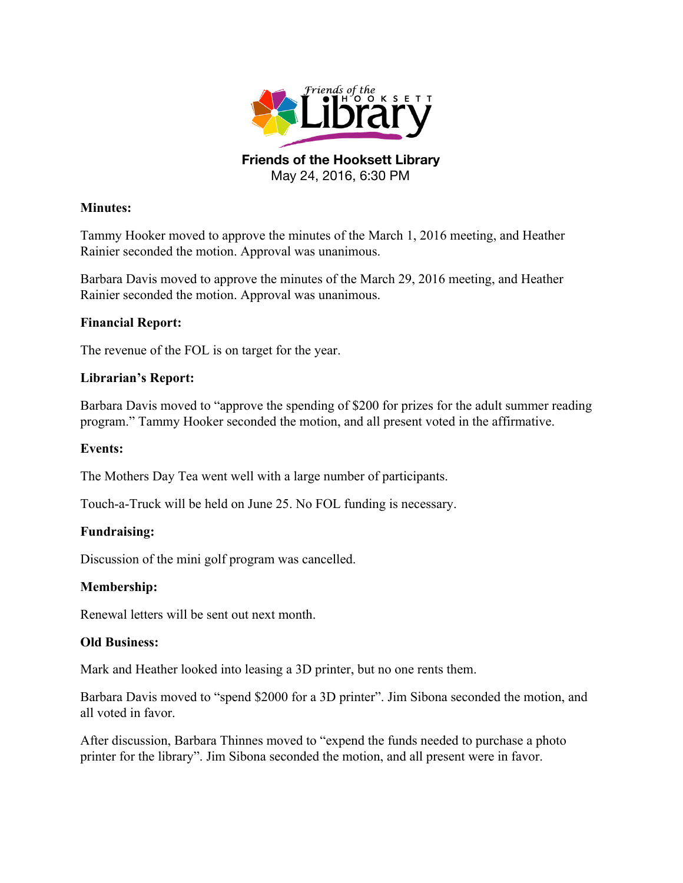# Friends of the Hookset Library

**Friends of the Hooksett Library**
May 24, 2016, 6:30 PM

**Minutes:**

Tammy Hooker moved to approve the minutes of the March 1, 2016 meeting, and Heather Rainier seconded the motion. Approval was unanimous.

Barbara Davis moved to approve the minutes of the March 29, 2016 meeting, and Heather Rainier seconded the motion. Approval was unanimous.

**Financial Report:**

The revenue of the FOL is on target for the year.

**Librarian's Report:**

Barbara Davis moved to "approve the spending of $200 for prizes for the adult summer reading program." Tammy Hooker seconded the motion, and all present voted in the affirmative.

**Events:**

The Mothers Day Tea went well with a large number of participants.

Touch-a-Truck will be held on June 25. No FOL funding is necessary.

**Fundraising:**

Discussion of the mini golf program was cancelled.

**Membership:**

Renewal letters will be sent out next month.

**Old Business:**

Mark and Heather looked into leasing a 3D printer, but no one rents them.

Barbara Davis moved to "spend $2000 for a 3D printer". Jim Sibona seconded the motion, and all voted in favor.

After discussion, Barbara Thinnes moved to "expend the funds needed to purchase a photo printer for the library". Jim Sibona seconded the motion, and all present were in favor.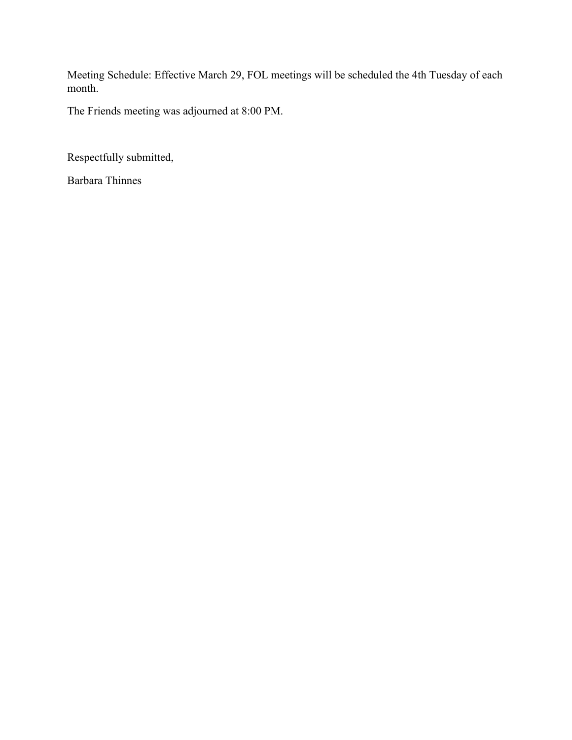Meeting Schedule: Effective March 29, FOL meetings will be scheduled the 4th Tuesday of each month.

The Friends meeting was adjourned at 8:00 PM.

Respectfully submitted,

Barbara Thinnes